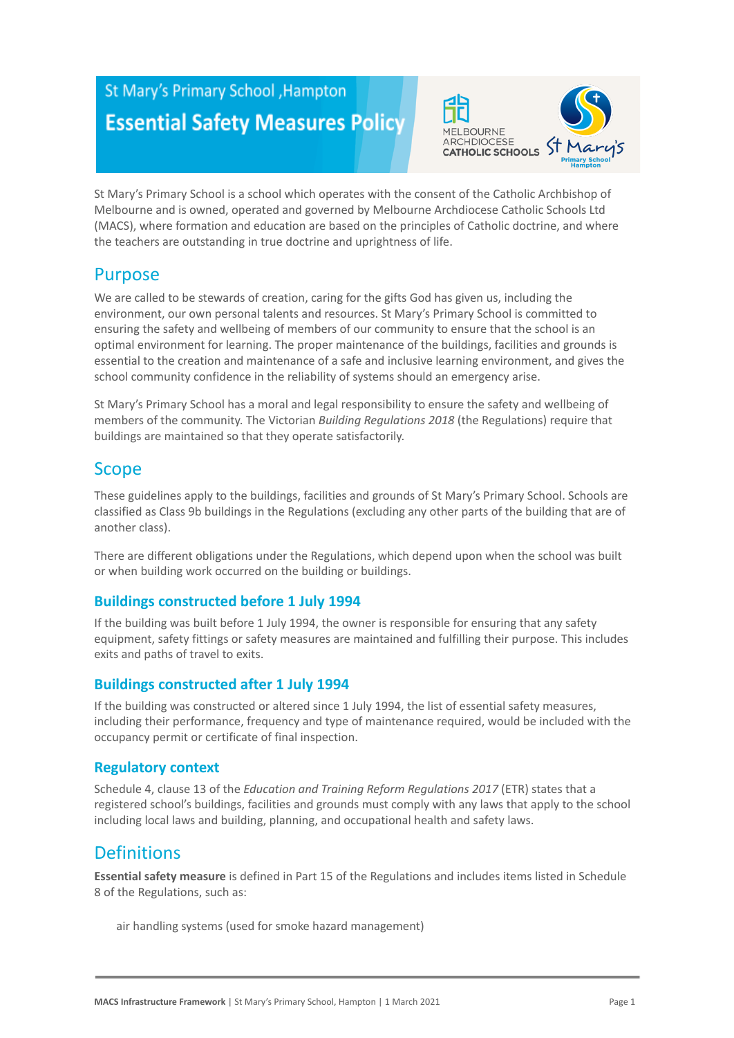# St Mary's Primary School ,Hampton

# Essential Safety Measures Policy

St Mary's Primary School is a school which operates with the consent of the Catholic Archbishop of Melbourne and is owned, operated and governed by Melbourne Archdiocese Catholic Schools Ltd (MACS), where formation and education are based on the principles of Catholic doctrine, and where the teachers are outstanding in true doctrine and uprightness of life.

## Purpose

We are called to be stewards of creation, caring for the gifts God has given us, including the environment, our own personal talents and resources. St Mary's Primary School is committed to ensuring the safety and wellbeing of members of our community to ensure that the school is an optimal environment for learning. The proper maintenance of the buildings, facilities and grounds is essential to the creation and maintenance of a safe and inclusive learning environment, and gives the school community confidence in the reliability of systems should an emergency arise.

St Mary's Primary School has a moral and legal responsibility to ensure the safety and wellbeing of members of the community. The Victorian *Building Regulations 2018* (the Regulations) require that buildings are maintained so that they operate satisfactorily.

## Scope

These guidelines apply to the buildings, facilities and grounds of St Mary's Primary School. Schools are classified as Class 9b buildings in the Regulations (excluding any other parts of the building that are of another class).

There are different obligations under the Regulations, which depend upon when the school was built or when building work occurred on the building or buildings.

### Buildings constructed before 1 July 1994

If the building was built before 1 July 1994, the owner is responsible for ensuring that any safety equipment, safety fittings or safety measures are maintained and fulfilling their purpose. This includes exits and paths of travel to exits.

### Buildings constructed after 1 July 1994

If the building was constructed or altered since 1 July 1994, the list of essential safety measures, including their performance, frequency and type of maintenance required, would be included with the occupancy permit or certificate of final inspection.

### Regulatory context

Schedule 4, clause 13 of the *Education and Training Reform Regulations 2017* (ETR) states that a registered school's buildings, facilities and grounds must comply with any laws that apply to the school including local laws and building, planning, and occupational health and safety laws.

## Definitions

**Essential safety measure** is defined in Part 15 of the Regulations and includes items listed in Schedule 8 of the Regulations, such as:

- air handling systems (used for smoke hazard management)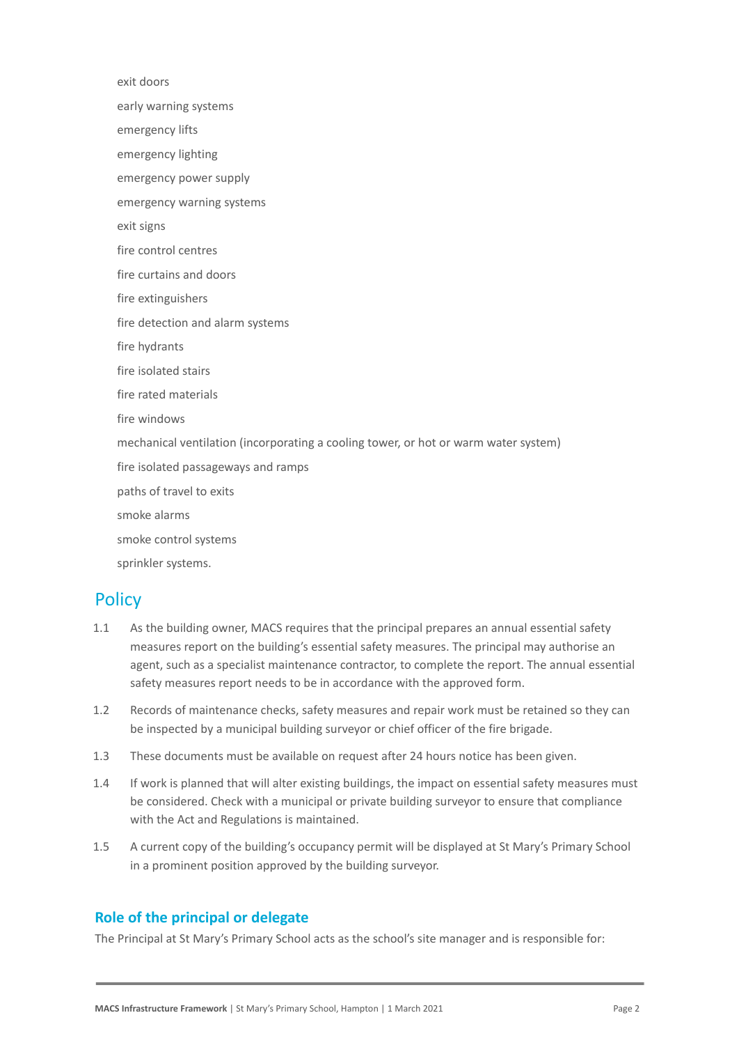- exit doors
- early warning systems
- emergency lifts
- emergency lighting
- emergency power supply
- emergency warning systems
- exit signs
- fire control centres
- fire curtains and doors
- fire extinguishers
- fire detection and alarm systems
- fire hydrants
- fire isolated stairs
- fire rated materials
- fire windows
- mechanical ventilation (incorporating a cooling tower, or hot or warm water system)
- fire isolated passageways and ramps
- paths of travel to exits
- smoke alarms
- smoke control systems
- sprinkler systems.

## Policy

1.1 As the building owner, MACS requires that the principal prepares an annual essential safety measures report on the building's essential safety measures. The principal may authorise an agent, such as a specialist maintenance contractor, to complete the report. The annual essential safety measures report needs to be in accordance with the approved form.

1.2 Records of maintenance checks, safety measures and repair work must be retained so they can be inspected by a municipal building surveyor or chief officer of the fire brigade.

1.3 These documents must be available on request after 24 hours notice has been given.

1.4 If work is planned that will alter existing buildings, the impact on essential safety measures must be considered. Check with a municipal or private building surveyor to ensure that compliance with the Act and Regulations is maintained.

1.5 A current copy of the building's occupancy permit will be displayed at St Mary's Primary School in a prominent position approved by the building surveyor.

### Role of the principal or delegate

The Principal at St Mary's Primary School acts as the school's site manager and is responsible for: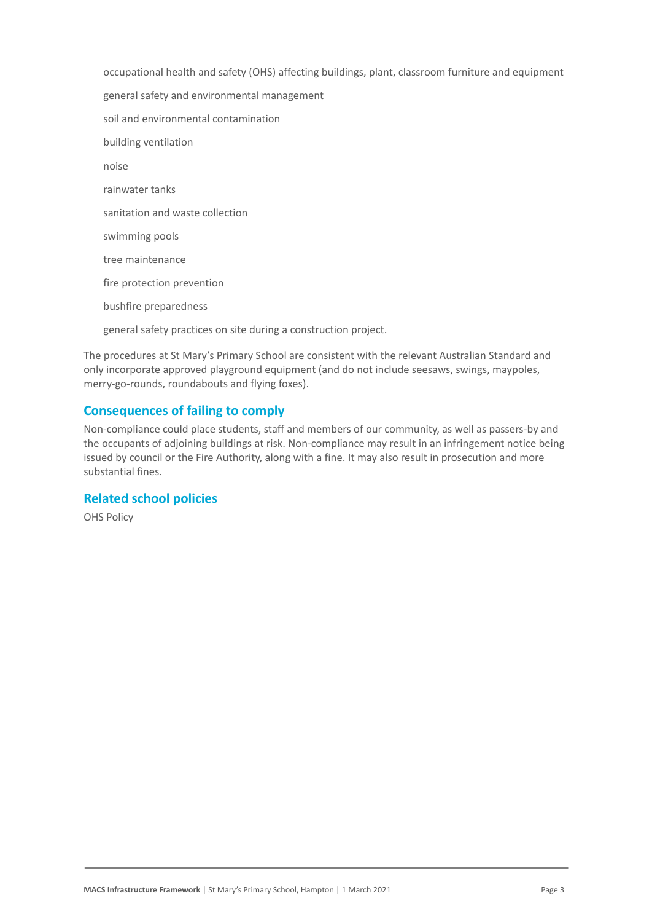- occupational health and safety (OHS) affecting buildings, plant, classroom furniture and equipment
- general safety and environmental management
- soil and environmental contamination
- building ventilation
- noise
- rainwater tanks
- sanitation and waste collection
- swimming pools
- tree maintenance
- fire protection prevention
- bushfire preparedness
- general safety practices on site during a construction project.

The procedures at St Mary's Primary School are consistent with the relevant Australian Standard and only incorporate approved playground equipment (and do not include seesaws, swings, maypoles, merry-go-rounds, roundabouts and flying foxes).

## Consequences of failing to comply

Non-compliance could place students, staff and members of our community, as well as passers-by and the occupants of adjoining buildings at risk. Non-compliance may result in an infringement notice being issued by council or the Fire Authority, along with a fine. It may also result in prosecution and more substantial fines.

## Related school policies

OHS Policy